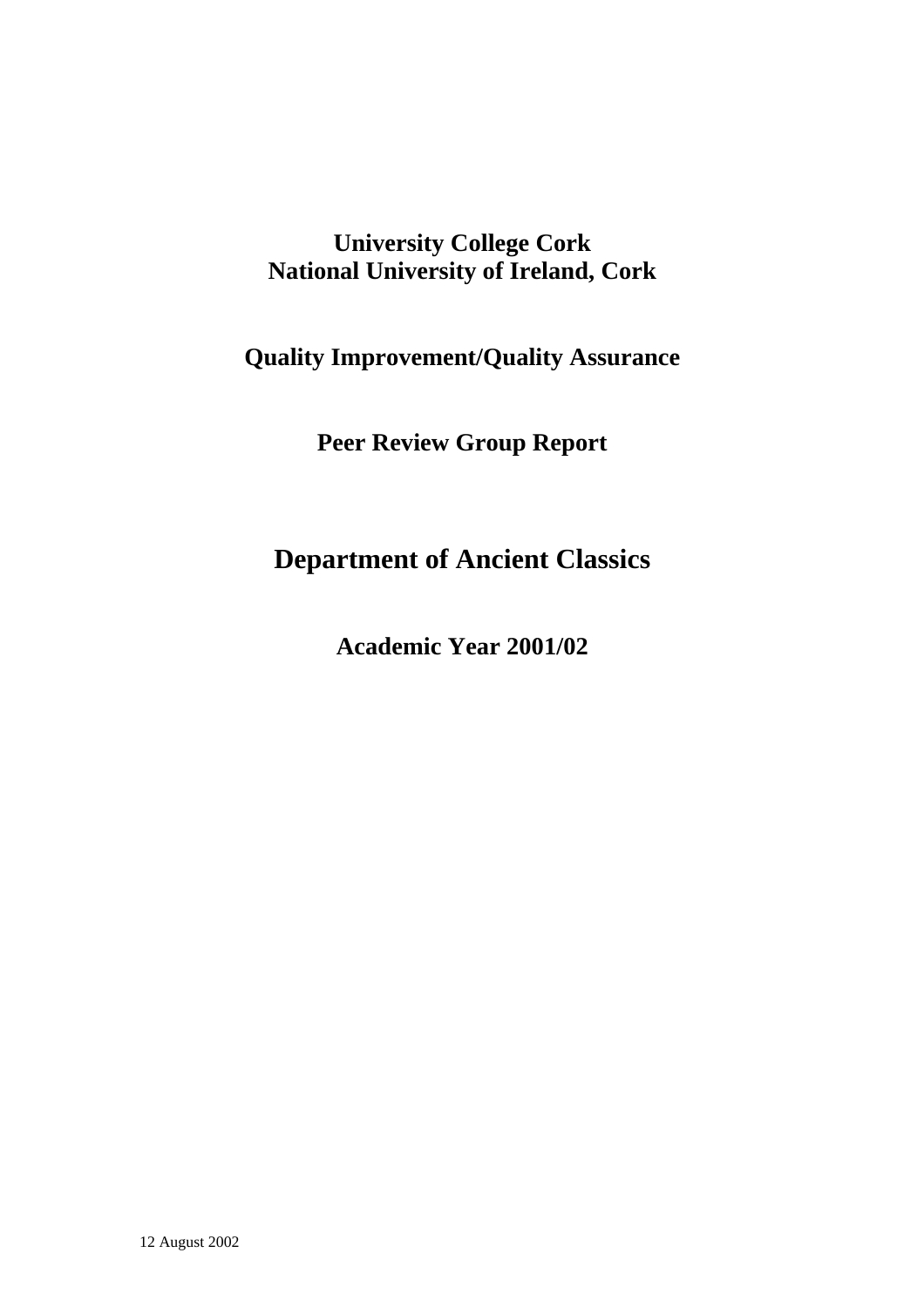**University College Cork**
**National University of Ireland, Cork**

**Quality Improvement/Quality Assurance**

**Peer Review Group Report**

# Department of Ancient Classics

**Academic Year 2001/02**

12 August 2002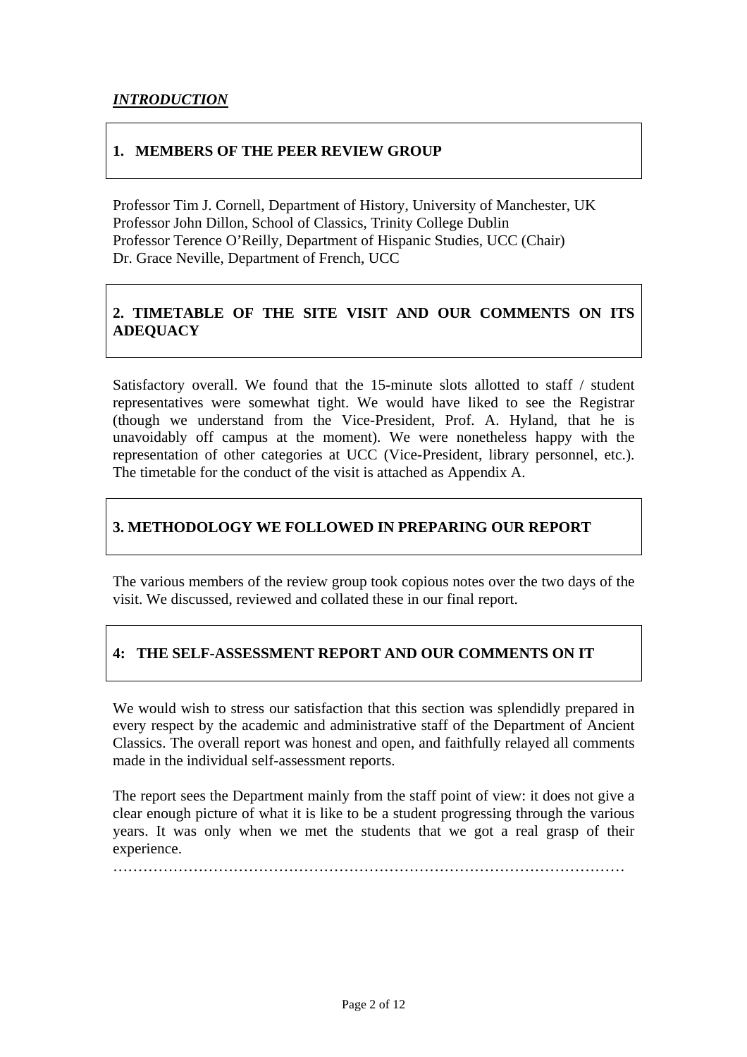***INTRODUCTION***

## 1. MEMBERS OF THE PEER REVIEW GROUP

Professor Tim J. Cornell, Department of History, University of Manchester, UK
Professor John Dillon, School of Classics, Trinity College Dublin
Professor Terence O'Reilly, Department of Hispanic Studies, UCC (Chair)
Dr. Grace Neville, Department of French, UCC

## 2. TIMETABLE OF THE SITE VISIT AND OUR COMMENTS ON ITS ADEQUACY

Satisfactory overall. We found that the 15-minute slots allotted to staff / student representatives were somewhat tight. We would have liked to see the Registrar (though we understand from the Vice-President, Prof. A. Hyland, that he is unavoidably off campus at the moment). We were nonetheless happy with the representation of other categories at UCC (Vice-President, library personnel, etc.). The timetable for the conduct of the visit is attached as Appendix A.

## 3. METHODOLOGY WE FOLLOWED IN PREPARING OUR REPORT

The various members of the review group took copious notes over the two days of the visit. We discussed, reviewed and collated these in our final report.

## 4: THE SELF-ASSESSMENT REPORT AND OUR COMMENTS ON IT

We would wish to stress our satisfaction that this section was splendidly prepared in every respect by the academic and administrative staff of the Department of Ancient Classics. The overall report was honest and open, and faithfully relayed all comments made in the individual self-assessment reports.

The report sees the Department mainly from the staff point of view: it does not give a clear enough picture of what it is like to be a student progressing through the various years. It was only when we met the students that we got a real grasp of their experience.

…………………………………………………………………………………………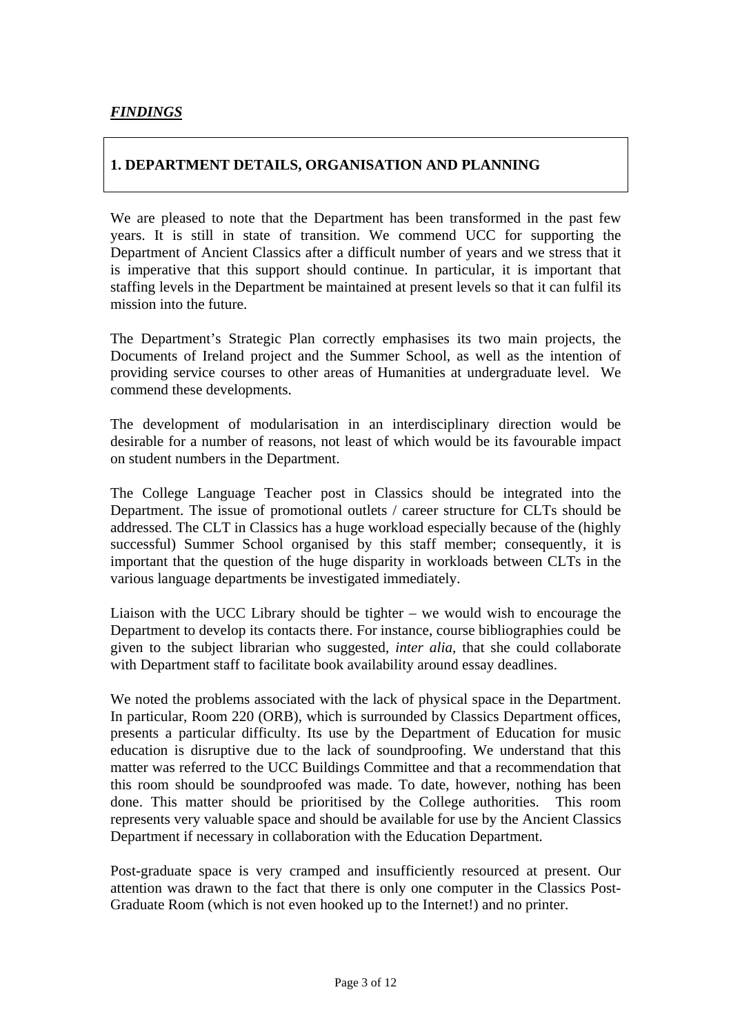***FINDINGS***

## 1. DEPARTMENT DETAILS, ORGANISATION AND PLANNING

We are pleased to note that the Department has been transformed in the past few years. It is still in state of transition. We commend UCC for supporting the Department of Ancient Classics after a difficult number of years and we stress that it is imperative that this support should continue. In particular, it is important that staffing levels in the Department be maintained at present levels so that it can fulfil its mission into the future.

The Department's Strategic Plan correctly emphasises its two main projects, the Documents of Ireland project and the Summer School, as well as the intention of providing service courses to other areas of Humanities at undergraduate level. We commend these developments.

The development of modularisation in an interdisciplinary direction would be desirable for a number of reasons, not least of which would be its favourable impact on student numbers in the Department.

The College Language Teacher post in Classics should be integrated into the Department. The issue of promotional outlets / career structure for CLTs should be addressed. The CLT in Classics has a huge workload especially because of the (highly successful) Summer School organised by this staff member; consequently, it is important that the question of the huge disparity in workloads between CLTs in the various language departments be investigated immediately.

Liaison with the UCC Library should be tighter – we would wish to encourage the Department to develop its contacts there. For instance, course bibliographies could be given to the subject librarian who suggested, *inter alia*, that she could collaborate with Department staff to facilitate book availability around essay deadlines.

We noted the problems associated with the lack of physical space in the Department. In particular, Room 220 (ORB), which is surrounded by Classics Department offices, presents a particular difficulty. Its use by the Department of Education for music education is disruptive due to the lack of soundproofing. We understand that this matter was referred to the UCC Buildings Committee and that a recommendation that this room should be soundproofed was made. To date, however, nothing has been done. This matter should be prioritised by the College authorities. This room represents very valuable space and should be available for use by the Ancient Classics Department if necessary in collaboration with the Education Department.

Post-graduate space is very cramped and insufficiently resourced at present. Our attention was drawn to the fact that there is only one computer in the Classics Post-Graduate Room (which is not even hooked up to the Internet!) and no printer.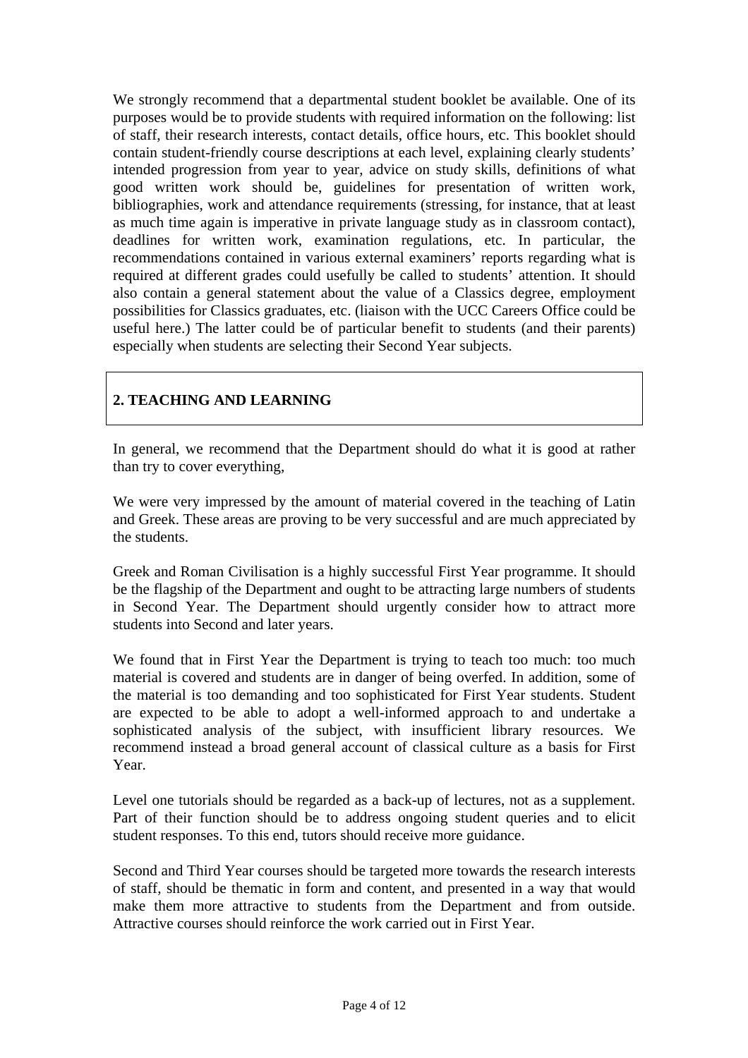We strongly recommend that a departmental student booklet be available. One of its purposes would be to provide students with required information on the following: list of staff, their research interests, contact details, office hours, etc. This booklet should contain student-friendly course descriptions at each level, explaining clearly students' intended progression from year to year, advice on study skills, definitions of what good written work should be, guidelines for presentation of written work, bibliographies, work and attendance requirements (stressing, for instance, that at least as much time again is imperative in private language study as in classroom contact), deadlines for written work, examination regulations, etc. In particular, the recommendations contained in various external examiners' reports regarding what is required at different grades could usefully be called to students' attention. It should also contain a general statement about the value of a Classics degree, employment possibilities for Classics graduates, etc. (liaison with the UCC Careers Office could be useful here.) The latter could be of particular benefit to students (and their parents) especially when students are selecting their Second Year subjects.

## 2. TEACHING AND LEARNING

In general, we recommend that the Department should do what it is good at rather than try to cover everything,

We were very impressed by the amount of material covered in the teaching of Latin and Greek. These areas are proving to be very successful and are much appreciated by the students.

Greek and Roman Civilisation is a highly successful First Year programme. It should be the flagship of the Department and ought to be attracting large numbers of students in Second Year. The Department should urgently consider how to attract more students into Second and later years.

We found that in First Year the Department is trying to teach too much: too much material is covered and students are in danger of being overfed. In addition, some of the material is too demanding and too sophisticated for First Year students. Student are expected to be able to adopt a well-informed approach to and undertake a sophisticated analysis of the subject, with insufficient library resources. We recommend instead a broad general account of classical culture as a basis for First Year.

Level one tutorials should be regarded as a back-up of lectures, not as a supplement. Part of their function should be to address ongoing student queries and to elicit student responses. To this end, tutors should receive more guidance.

Second and Third Year courses should be targeted more towards the research interests of staff, should be thematic in form and content, and presented in a way that would make them more attractive to students from the Department and from outside. Attractive courses should reinforce the work carried out in First Year.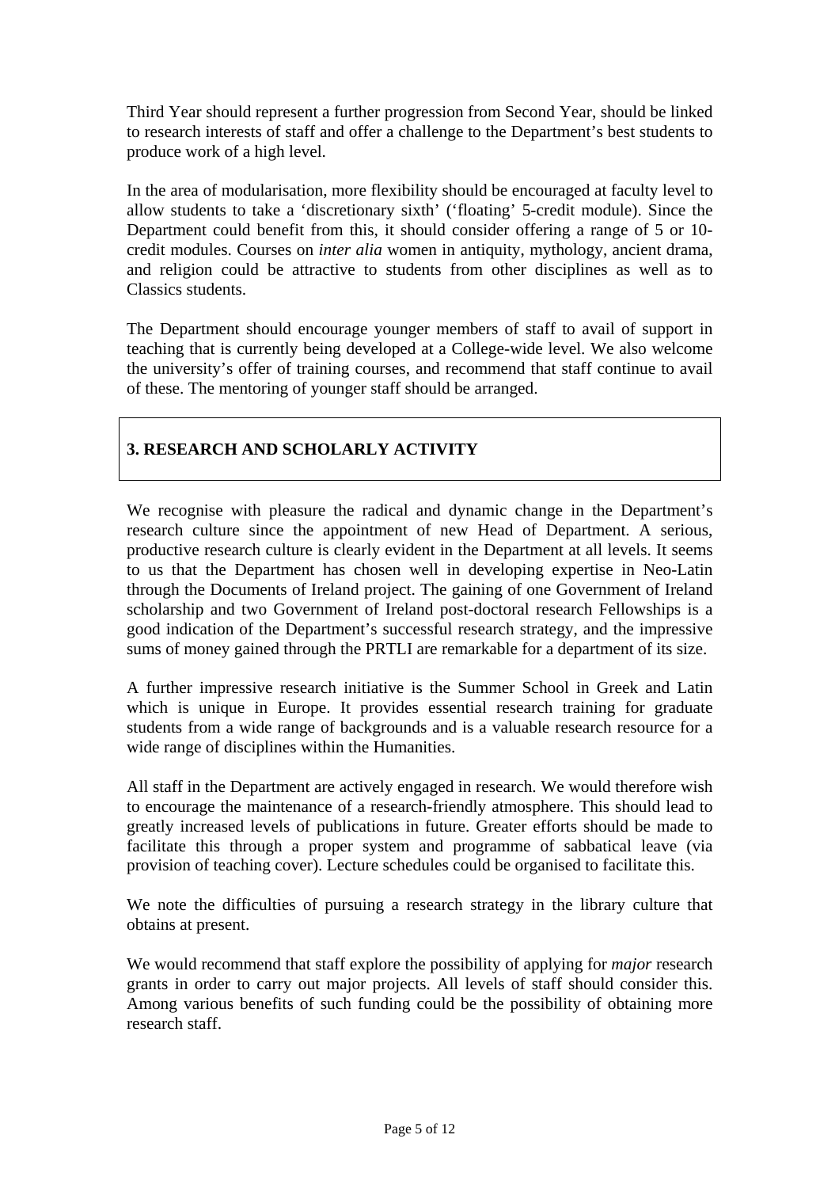Third Year should represent a further progression from Second Year, should be linked to research interests of staff and offer a challenge to the Department's best students to produce work of a high level.

In the area of modularisation, more flexibility should be encouraged at faculty level to allow students to take a 'discretionary sixth' ('floating' 5-credit module). Since the Department could benefit from this, it should consider offering a range of 5 or 10-credit modules. Courses on *inter alia* women in antiquity, mythology, ancient drama, and religion could be attractive to students from other disciplines as well as to Classics students.

The Department should encourage younger members of staff to avail of support in teaching that is currently being developed at a College-wide level. We also welcome the university's offer of training courses, and recommend that staff continue to avail of these. The mentoring of younger staff should be arranged.

## 3. RESEARCH AND SCHOLARLY ACTIVITY

We recognise with pleasure the radical and dynamic change in the Department's research culture since the appointment of new Head of Department. A serious, productive research culture is clearly evident in the Department at all levels. It seems to us that the Department has chosen well in developing expertise in Neo-Latin through the Documents of Ireland project. The gaining of one Government of Ireland scholarship and two Government of Ireland post-doctoral research Fellowships is a good indication of the Department's successful research strategy, and the impressive sums of money gained through the PRTLI are remarkable for a department of its size.

A further impressive research initiative is the Summer School in Greek and Latin which is unique in Europe. It provides essential research training for graduate students from a wide range of backgrounds and is a valuable research resource for a wide range of disciplines within the Humanities.

All staff in the Department are actively engaged in research. We would therefore wish to encourage the maintenance of a research-friendly atmosphere. This should lead to greatly increased levels of publications in future. Greater efforts should be made to facilitate this through a proper system and programme of sabbatical leave (via provision of teaching cover). Lecture schedules could be organised to facilitate this.

We note the difficulties of pursuing a research strategy in the library culture that obtains at present.

We would recommend that staff explore the possibility of applying for *major* research grants in order to carry out major projects. All levels of staff should consider this. Among various benefits of such funding could be the possibility of obtaining more research staff.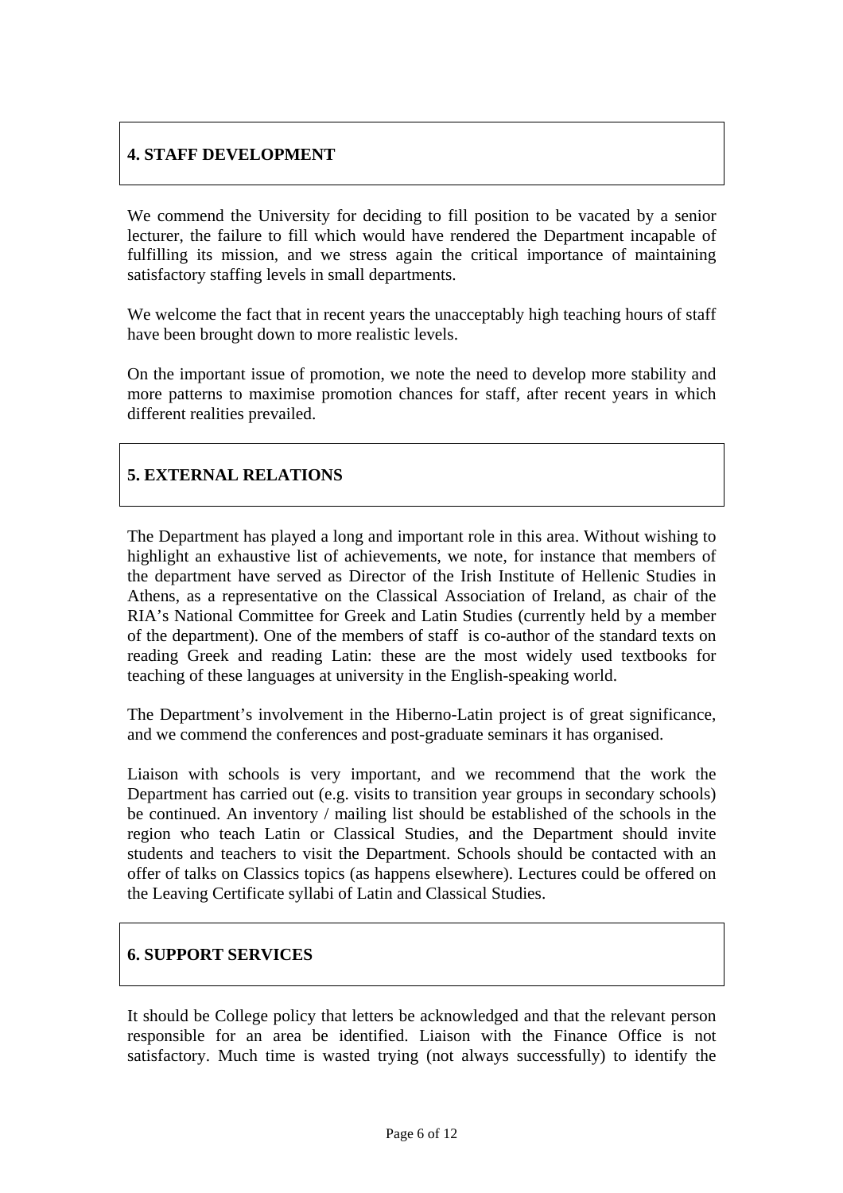## 4. STAFF DEVELOPMENT

We commend the University for deciding to fill position to be vacated by a senior lecturer, the failure to fill which would have rendered the Department incapable of fulfilling its mission, and we stress again the critical importance of maintaining satisfactory staffing levels in small departments.

We welcome the fact that in recent years the unacceptably high teaching hours of staff have been brought down to more realistic levels.

On the important issue of promotion, we note the need to develop more stability and more patterns to maximise promotion chances for staff, after recent years in which different realities prevailed.

## 5. EXTERNAL RELATIONS

The Department has played a long and important role in this area. Without wishing to highlight an exhaustive list of achievements, we note, for instance that members of the department have served as Director of the Irish Institute of Hellenic Studies in Athens, as a representative on the Classical Association of Ireland, as chair of the RIA's National Committee for Greek and Latin Studies (currently held by a member of the department). One of the members of staff is co-author of the standard texts on reading Greek and reading Latin: these are the most widely used textbooks for teaching of these languages at university in the English-speaking world.

The Department's involvement in the Hiberno-Latin project is of great significance, and we commend the conferences and post-graduate seminars it has organised.

Liaison with schools is very important, and we recommend that the work the Department has carried out (e.g. visits to transition year groups in secondary schools) be continued. An inventory / mailing list should be established of the schools in the region who teach Latin or Classical Studies, and the Department should invite students and teachers to visit the Department. Schools should be contacted with an offer of talks on Classics topics (as happens elsewhere). Lectures could be offered on the Leaving Certificate syllabi of Latin and Classical Studies.

## 6. SUPPORT SERVICES

It should be College policy that letters be acknowledged and that the relevant person responsible for an area be identified. Liaison with the Finance Office is not satisfactory. Much time is wasted trying (not always successfully) to identify the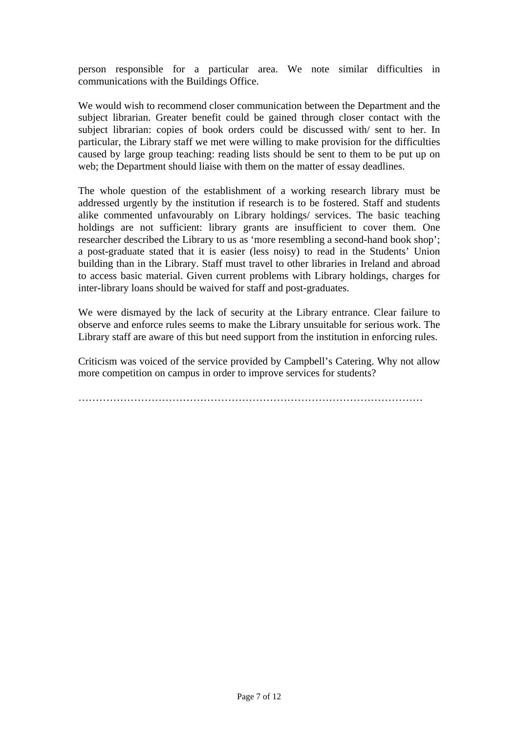person responsible for a particular area. We note similar difficulties in communications with the Buildings Office.

We would wish to recommend closer communication between the Department and the subject librarian. Greater benefit could be gained through closer contact with the subject librarian: copies of book orders could be discussed with/ sent to her. In particular, the Library staff we met were willing to make provision for the difficulties caused by large group teaching: reading lists should be sent to them to be put up on web; the Department should liaise with them on the matter of essay deadlines.

The whole question of the establishment of a working research library must be addressed urgently by the institution if research is to be fostered. Staff and students alike commented unfavourably on Library holdings/ services. The basic teaching holdings are not sufficient: library grants are insufficient to cover them. One researcher described the Library to us as 'more resembling a second-hand book shop'; a post-graduate stated that it is easier (less noisy) to read in the Students' Union building than in the Library. Staff must travel to other libraries in Ireland and abroad to access basic material. Given current problems with Library holdings, charges for inter-library loans should be waived for staff and post-graduates.

We were dismayed by the lack of security at the Library entrance. Clear failure to observe and enforce rules seems to make the Library unsuitable for serious work. The Library staff are aware of this but need support from the institution in enforcing rules.

Criticism was voiced of the service provided by Campbell's Catering. Why not allow more competition on campus in order to improve services for students?

……………………………………………………………………………………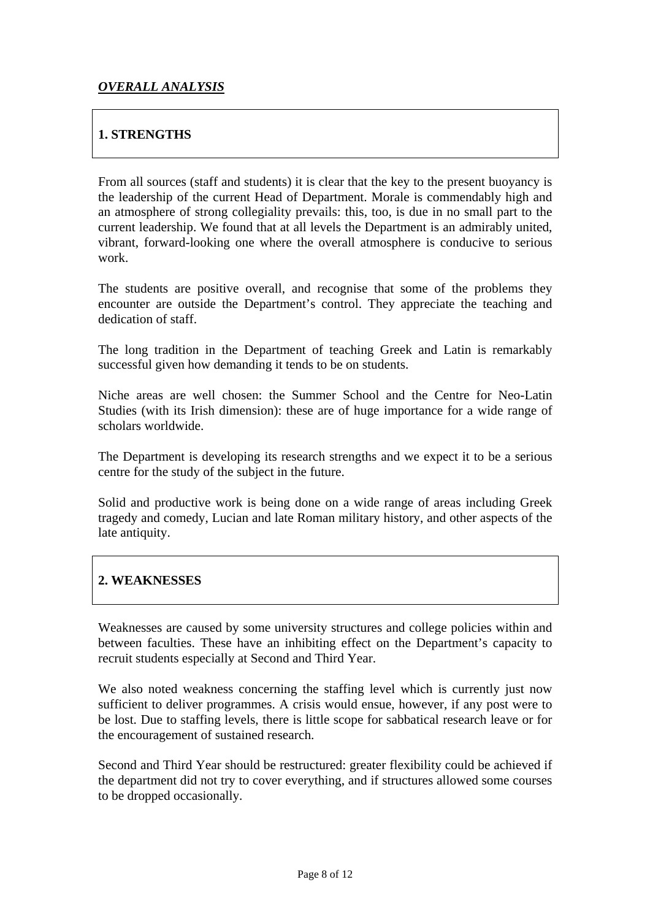***OVERALL ANALYSIS***

## 1. STRENGTHS

From all sources (staff and students) it is clear that the key to the present buoyancy is the leadership of the current Head of Department. Morale is commendably high and an atmosphere of strong collegiality prevails: this, too, is due in no small part to the current leadership. We found that at all levels the Department is an admirably united, vibrant, forward-looking one where the overall atmosphere is conducive to serious work.

The students are positive overall, and recognise that some of the problems they encounter are outside the Department's control. They appreciate the teaching and dedication of staff.

The long tradition in the Department of teaching Greek and Latin is remarkably successful given how demanding it tends to be on students.

Niche areas are well chosen: the Summer School and the Centre for Neo-Latin Studies (with its Irish dimension): these are of huge importance for a wide range of scholars worldwide.

The Department is developing its research strengths and we expect it to be a serious centre for the study of the subject in the future.

Solid and productive work is being done on a wide range of areas including Greek tragedy and comedy, Lucian and late Roman military history, and other aspects of the late antiquity.

## 2. WEAKNESSES

Weaknesses are caused by some university structures and college policies within and between faculties. These have an inhibiting effect on the Department's capacity to recruit students especially at Second and Third Year.

We also noted weakness concerning the staffing level which is currently just now sufficient to deliver programmes. A crisis would ensue, however, if any post were to be lost. Due to staffing levels, there is little scope for sabbatical research leave or for the encouragement of sustained research.

Second and Third Year should be restructured: greater flexibility could be achieved if the department did not try to cover everything, and if structures allowed some courses to be dropped occasionally.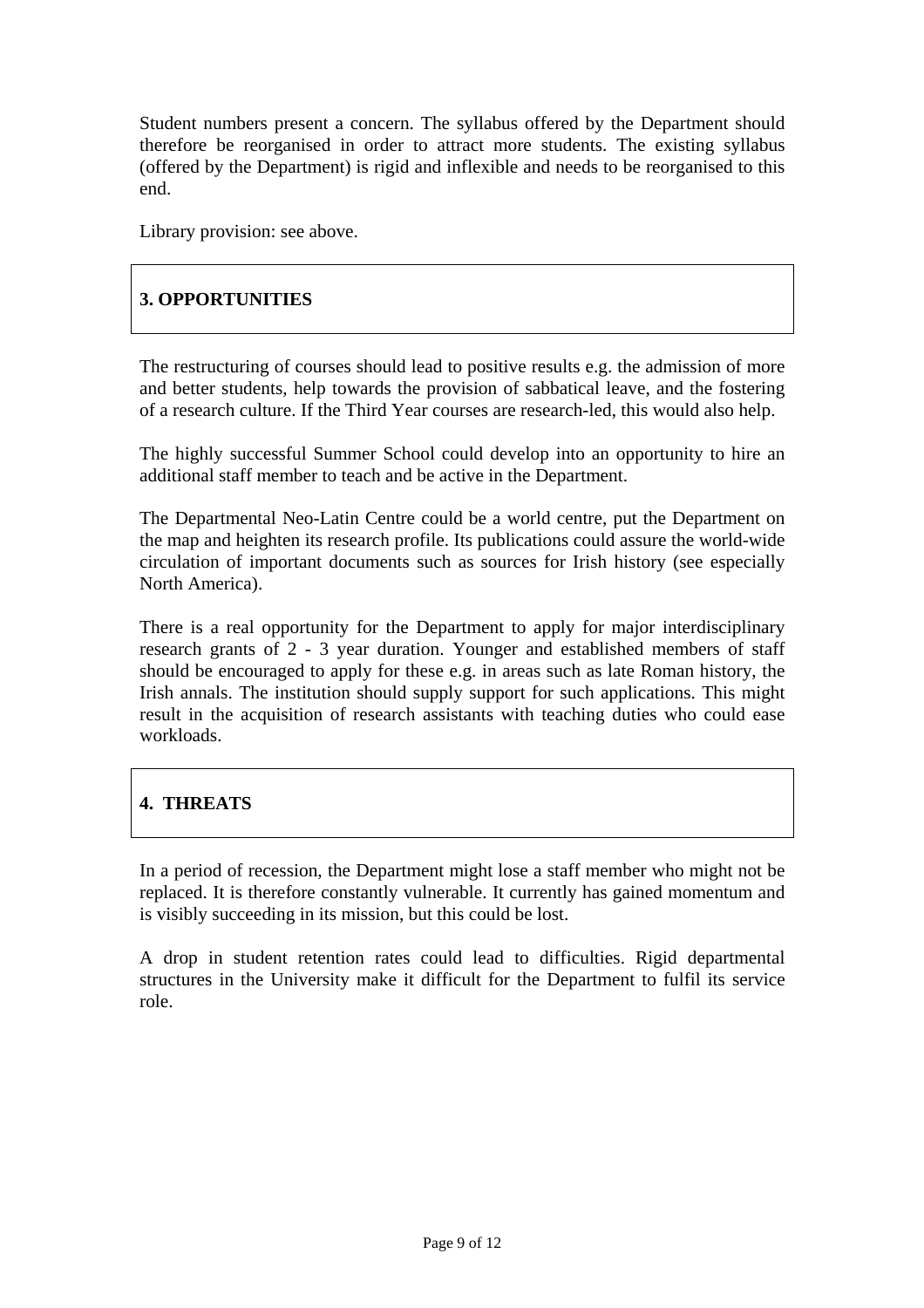Student numbers present a concern. The syllabus offered by the Department should therefore be reorganised in order to attract more students. The existing syllabus (offered by the Department) is rigid and inflexible and needs to be reorganised to this end.

Library provision: see above.

## 3. OPPORTUNITIES

The restructuring of courses should lead to positive results e.g. the admission of more and better students, help towards the provision of sabbatical leave, and the fostering of a research culture. If the Third Year courses are research-led, this would also help.

The highly successful Summer School could develop into an opportunity to hire an additional staff member to teach and be active in the Department.

The Departmental Neo-Latin Centre could be a world centre, put the Department on the map and heighten its research profile. Its publications could assure the world-wide circulation of important documents such as sources for Irish history (see especially North America).

There is a real opportunity for the Department to apply for major interdisciplinary research grants of 2 - 3 year duration. Younger and established members of staff should be encouraged to apply for these e.g. in areas such as late Roman history, the Irish annals. The institution should supply support for such applications. This might result in the acquisition of research assistants with teaching duties who could ease workloads.

## 4. THREATS

In a period of recession, the Department might lose a staff member who might not be replaced. It is therefore constantly vulnerable. It currently has gained momentum and is visibly succeeding in its mission, but this could be lost.

A drop in student retention rates could lead to difficulties. Rigid departmental structures in the University make it difficult for the Department to fulfil its service role.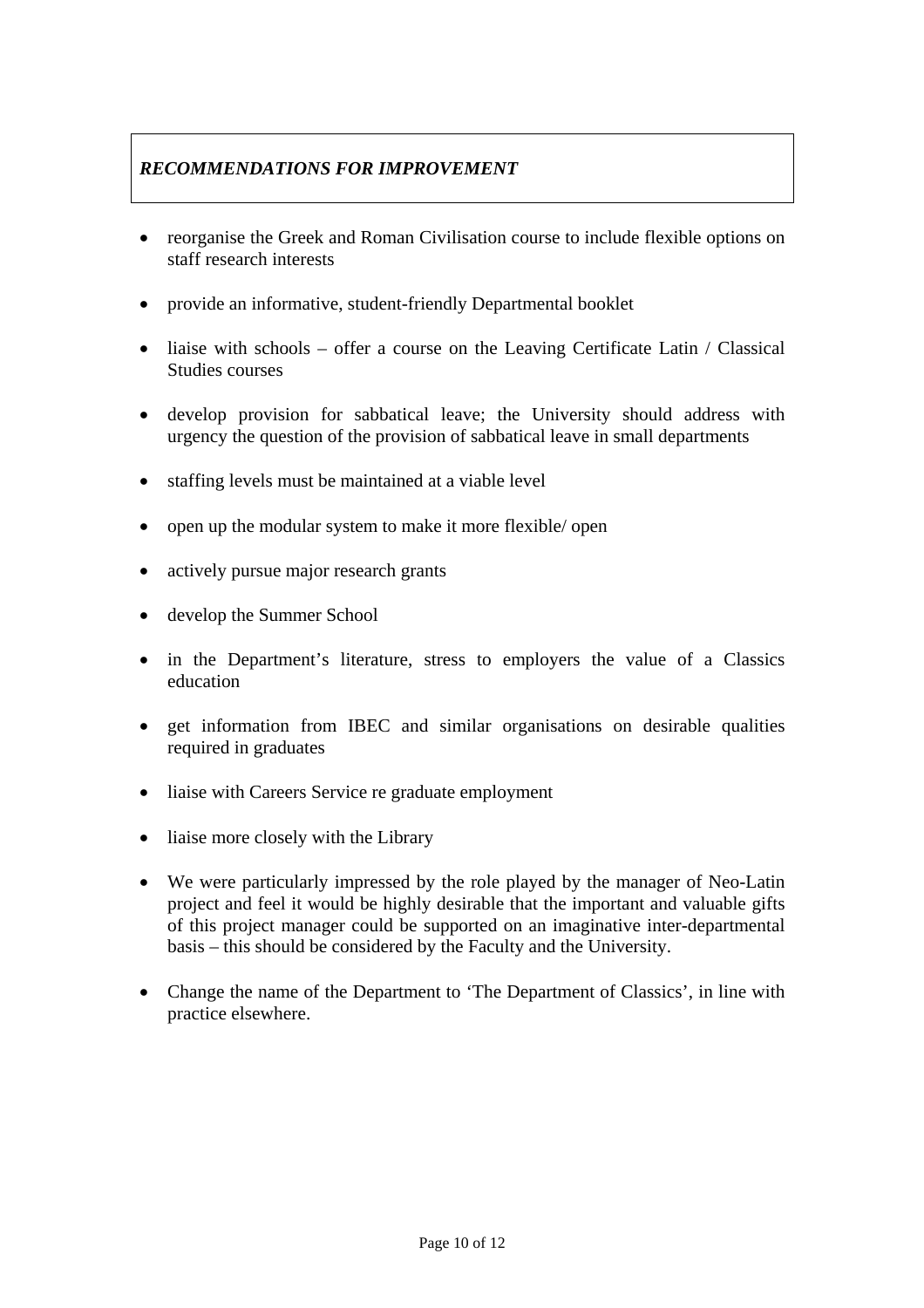## *RECOMMENDATIONS FOR IMPROVEMENT*

- reorganise the Greek and Roman Civilisation course to include flexible options on staff research interests
- provide an informative, student-friendly Departmental booklet
- liaise with schools – offer a course on the Leaving Certificate Latin / Classical Studies courses
- develop provision for sabbatical leave; the University should address with urgency the question of the provision of sabbatical leave in small departments
- staffing levels must be maintained at a viable level
- open up the modular system to make it more flexible/ open
- actively pursue major research grants
- develop the Summer School
- in the Department's literature, stress to employers the value of a Classics education
- get information from IBEC and similar organisations on desirable qualities required in graduates
- liaise with Careers Service re graduate employment
- liaise more closely with the Library
- We were particularly impressed by the role played by the manager of Neo-Latin project and feel it would be highly desirable that the important and valuable gifts of this project manager could be supported on an imaginative inter-departmental basis – this should be considered by the Faculty and the University.
- Change the name of the Department to 'The Department of Classics', in line with practice elsewhere.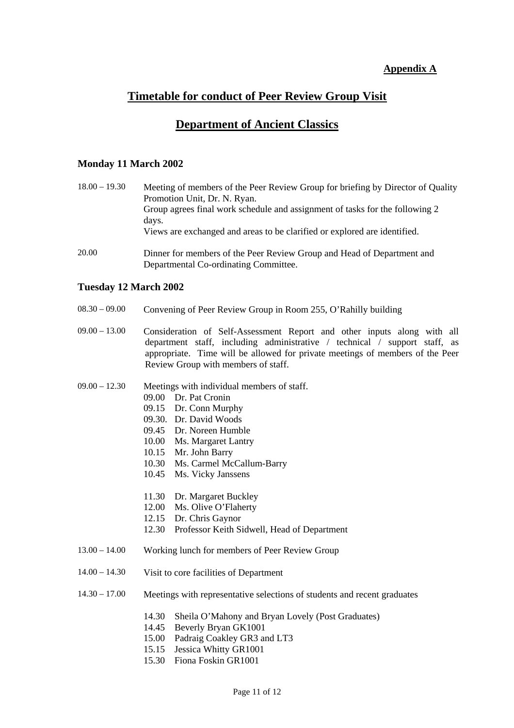**Appendix A**

# Timetable for conduct of Peer Review Group Visit

# Department of Ancient Classics

### Monday 11 March 2002

18.00 – 19.30 Meeting of members of the Peer Review Group for briefing by Director of Quality Promotion Unit, Dr. N. Ryan.
Group agrees final work schedule and assignment of tasks for the following 2 days.
Views are exchanged and areas to be clarified or explored are identified.

20.00 Dinner for members of the Peer Review Group and Head of Department and Departmental Co-ordinating Committee.

### Tuesday 12 March 2002

08.30 – 09.00 Convening of Peer Review Group in Room 255, O'Rahilly building

09.00 – 13.00 Consideration of Self-Assessment Report and other inputs along with all department staff, including administrative / technical / support staff, as appropriate. Time will be allowed for private meetings of members of the Peer Review Group with members of staff.

09.00 – 12.30 Meetings with individual members of staff.

- 09.00 Dr. Pat Cronin
- 09.15 Dr. Conn Murphy
- 09.30. Dr. David Woods
- 09.45 Dr. Noreen Humble
- 10.00 Ms. Margaret Lantry
- 10.15 Mr. John Barry
- 10.30 Ms. Carmel McCallum-Barry
- 10.45 Ms. Vicky Janssens

- 11.30 Dr. Margaret Buckley
- 12.00 Ms. Olive O'Flaherty
- 12.15 Dr. Chris Gaynor
- 12.30 Professor Keith Sidwell, Head of Department

13.00 – 14.00 Working lunch for members of Peer Review Group

14.00 – 14.30 Visit to core facilities of Department

14.30 – 17.00 Meetings with representative selections of students and recent graduates

- 14.30 Sheila O'Mahony and Bryan Lovely (Post Graduates)
- 14.45 Beverly Bryan GK1001
- 15.00 Padraig Coakley GR3 and LT3
- 15.15 Jessica Whitty GR1001
- 15.30 Fiona Foskin GR1001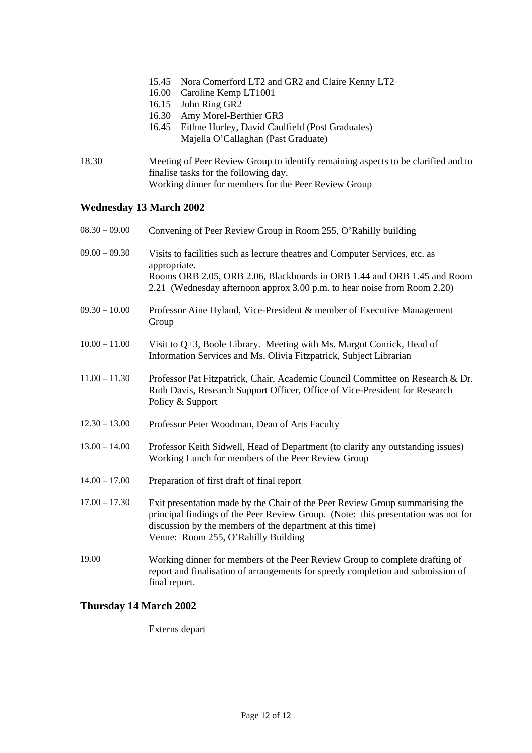15.45 Nora Comerford LT2 and GR2 and Claire Kenny LT2
16.00 Caroline Kemp LT1001
16.15 John Ring GR2
16.30 Amy Morel-Berthier GR3
16.45 Eithne Hurley, David Caulfield (Post Graduates)
Majella O'Callaghan (Past Graduate)

18.30 Meeting of Peer Review Group to identify remaining aspects to be clarified and to finalise tasks for the following day.
Working dinner for members for the Peer Review Group

## Wednesday 13 March 2002

08.30 – 09.00 Convening of Peer Review Group in Room 255, O'Rahilly building

09.00 – 09.30 Visits to facilities such as lecture theatres and Computer Services, etc. as appropriate.
Rooms ORB 2.05, ORB 2.06, Blackboards in ORB 1.44 and ORB 1.45 and Room 2.21 (Wednesday afternoon approx 3.00 p.m. to hear noise from Room 2.20)

09.30 – 10.00 Professor Aine Hyland, Vice-President & member of Executive Management Group

10.00 – 11.00 Visit to Q+3, Boole Library. Meeting with Ms. Margot Conrick, Head of Information Services and Ms. Olivia Fitzpatrick, Subject Librarian

11.00 – 11.30 Professor Pat Fitzpatrick, Chair, Academic Council Committee on Research & Dr. Ruth Davis, Research Support Officer, Office of Vice-President for Research Policy & Support

12.30 – 13.00 Professor Peter Woodman, Dean of Arts Faculty

13.00 – 14.00 Professor Keith Sidwell, Head of Department (to clarify any outstanding issues)
Working Lunch for members of the Peer Review Group

14.00 – 17.00 Preparation of first draft of final report

17.00 – 17.30 Exit presentation made by the Chair of the Peer Review Group summarising the principal findings of the Peer Review Group. (Note: this presentation was not for discussion by the members of the department at this time)
Venue: Room 255, O'Rahilly Building

19.00 Working dinner for members of the Peer Review Group to complete drafting of report and finalisation of arrangements for speedy completion and submission of final report.

## Thursday 14 March 2002

Externs depart